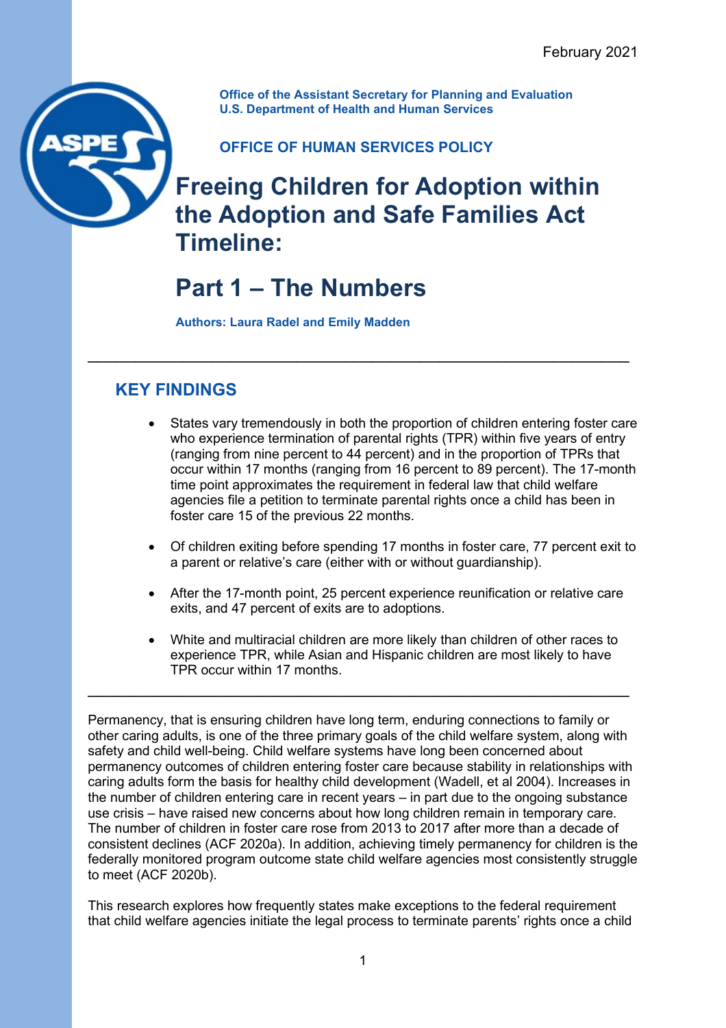February 2021

**Office of the Assistant Secretary for Planning and Evaluation**
**U.S. Department of Health and Human Services**

**OFFICE OF HUMAN SERVICES POLICY**

# Freeing Children for Adoption within the Adoption and Safe Families Act Timeline:

# Part 1 – The Numbers

**Authors: Laura Radel and Emily Madden**

---

## KEY FINDINGS

- States vary tremendously in both the proportion of children entering foster care who experience termination of parental rights (TPR) within five years of entry (ranging from nine percent to 44 percent) and in the proportion of TPRs that occur within 17 months (ranging from 16 percent to 89 percent). The 17-month time point approximates the requirement in federal law that child welfare agencies file a petition to terminate parental rights once a child has been in foster care 15 of the previous 22 months.
- Of children exiting before spending 17 months in foster care, 77 percent exit to a parent or relative's care (either with or without guardianship).
- After the 17-month point, 25 percent experience reunification or relative care exits, and 47 percent of exits are to adoptions.
- White and multiracial children are more likely than children of other races to experience TPR, while Asian and Hispanic children are most likely to have TPR occur within 17 months.

---

Permanency, that is ensuring children have long term, enduring connections to family or other caring adults, is one of the three primary goals of the child welfare system, along with safety and child well-being. Child welfare systems have long been concerned about permanency outcomes of children entering foster care because stability in relationships with caring adults form the basis for healthy child development (Wadell, et al 2004). Increases in the number of children entering care in recent years – in part due to the ongoing substance use crisis – have raised new concerns about how long children remain in temporary care. The number of children in foster care rose from 2013 to 2017 after more than a decade of consistent declines (ACF 2020a). In addition, achieving timely permanency for children is the federally monitored program outcome state child welfare agencies most consistently struggle to meet (ACF 2020b).

This research explores how frequently states make exceptions to the federal requirement that child welfare agencies initiate the legal process to terminate parents' rights once a child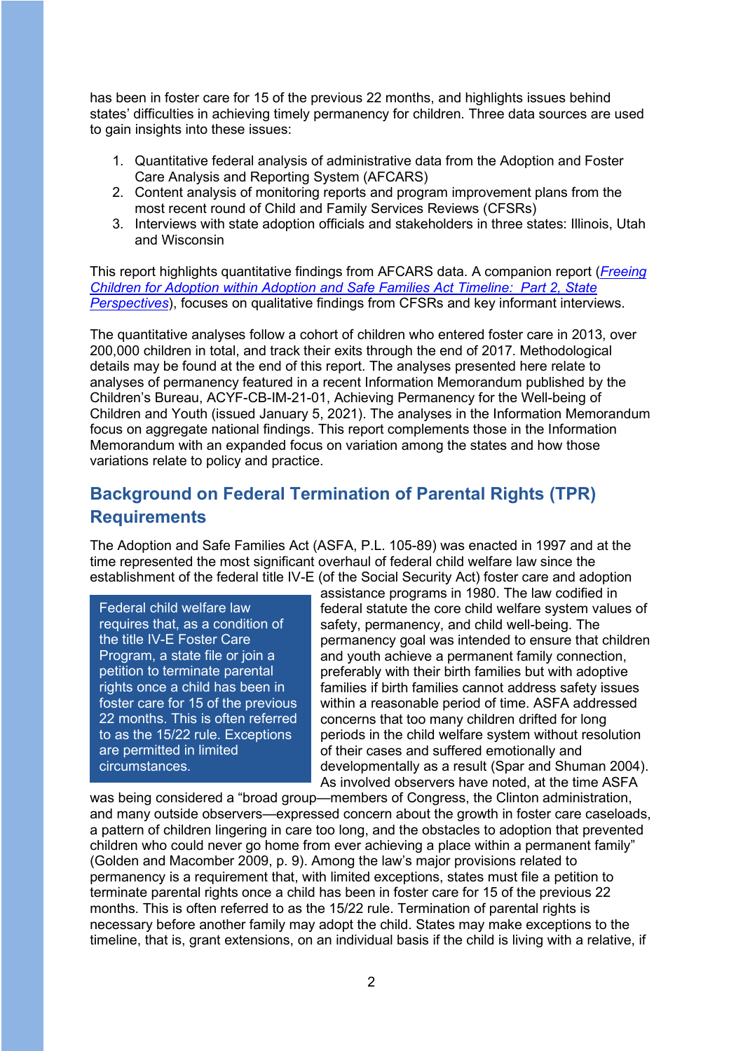has been in foster care for 15 of the previous 22 months, and highlights issues behind states' difficulties in achieving timely permanency for children. Three data sources are used to gain insights into these issues:

1. Quantitative federal analysis of administrative data from the Adoption and Foster Care Analysis and Reporting System (AFCARS)
2. Content analysis of monitoring reports and program improvement plans from the most recent round of Child and Family Services Reviews (CFSRs)
3. Interviews with state adoption officials and stakeholders in three states: Illinois, Utah and Wisconsin

This report highlights quantitative findings from AFCARS data. A companion report (*Freeing Children for Adoption within Adoption and Safe Families Act Timeline: Part 2, State Perspectives*), focuses on qualitative findings from CFSRs and key informant interviews.

The quantitative analyses follow a cohort of children who entered foster care in 2013, over 200,000 children in total, and track their exits through the end of 2017. Methodological details may be found at the end of this report. The analyses presented here relate to analyses of permanency featured in a recent Information Memorandum published by the Children's Bureau, ACYF-CB-IM-21-01, Achieving Permanency for the Well-being of Children and Youth (issued January 5, 2021). The analyses in the Information Memorandum focus on aggregate national findings. This report complements those in the Information Memorandum with an expanded focus on variation among the states and how those variations relate to policy and practice.

## Background on Federal Termination of Parental Rights (TPR) Requirements

> Federal child welfare law requires that, as a condition of the title IV-E Foster Care Program, a state file or join a petition to terminate parental rights once a child has been in foster care for 15 of the previous 22 months. This is often referred to as the 15/22 rule. Exceptions are permitted in limited circumstances.

The Adoption and Safe Families Act (ASFA, P.L. 105-89) was enacted in 1997 and at the time represented the most significant overhaul of federal child welfare law since the establishment of the federal title IV-E (of the Social Security Act) foster care and adoption assistance programs in 1980. The law codified in federal statute the core child welfare system values of safety, permanency, and child well-being. The permanency goal was intended to ensure that children and youth achieve a permanent family connection, preferably with their birth families but with adoptive families if birth families cannot address safety issues within a reasonable period of time. ASFA addressed concerns that too many children drifted for long periods in the child welfare system without resolution of their cases and suffered emotionally and developmentally as a result (Spar and Shuman 2004). As involved observers have noted, at the time ASFA was being considered a "broad group—members of Congress, the Clinton administration, and many outside observers—expressed concern about the growth in foster care caseloads, a pattern of children lingering in care too long, and the obstacles to adoption that prevented children who could never go home from ever achieving a place within a permanent family" (Golden and Macomber 2009, p. 9). Among the law's major provisions related to permanency is a requirement that, with limited exceptions, states must file a petition to terminate parental rights once a child has been in foster care for 15 of the previous 22 months. This is often referred to as the 15/22 rule. Termination of parental rights is necessary before another family may adopt the child. States may make exceptions to the timeline, that is, grant extensions, on an individual basis if the child is living with a relative, if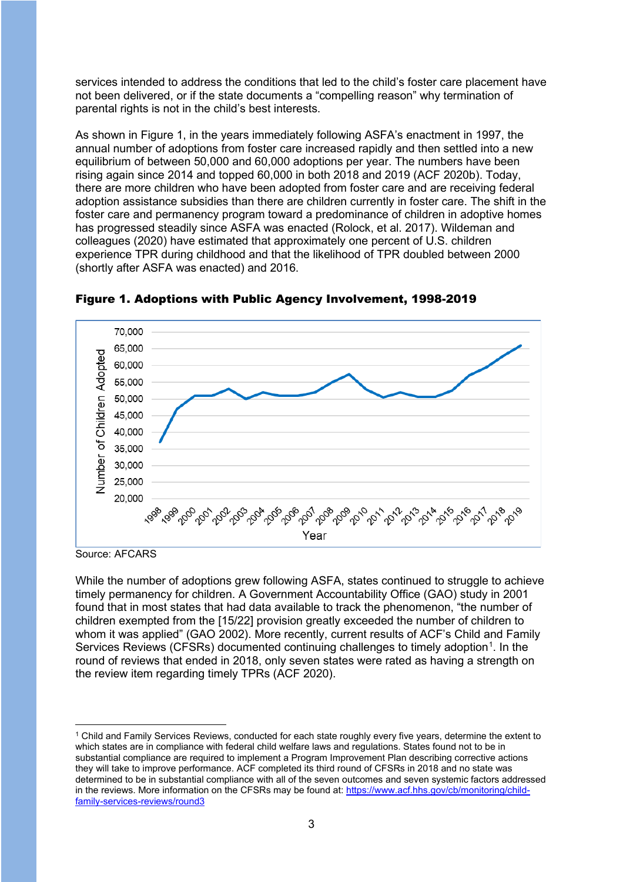services intended to address the conditions that led to the child's foster care placement have not been delivered, or if the state documents a "compelling reason" why termination of parental rights is not in the child's best interests.

As shown in Figure 1, in the years immediately following ASFA's enactment in 1997, the annual number of adoptions from foster care increased rapidly and then settled into a new equilibrium of between 50,000 and 60,000 adoptions per year. The numbers have been rising again since 2014 and topped 60,000 in both 2018 and 2019 (ACF 2020b). Today, there are more children who have been adopted from foster care and are receiving federal adoption assistance subsidies than there are children currently in foster care. The shift in the foster care and permanency program toward a predominance of children in adoptive homes has progressed steadily since ASFA was enacted (Rolock, et al. 2017). Wildeman and colleagues (2020) have estimated that approximately one percent of U.S. children experience TPR during childhood and that the likelihood of TPR doubled between 2000 (shortly after ASFA was enacted) and 2016.

**Figure 1. Adoptions with Public Agency Involvement, 1998-2019**

Source: AFCARS

While the number of adoptions grew following ASFA, states continued to struggle to achieve timely permanency for children. A Government Accountability Office (GAO) study in 2001 found that in most states that had data available to track the phenomenon, "the number of children exempted from the [15/22] provision greatly exceeded the number of children to whom it was applied" (GAO 2002). More recently, current results of ACF's Child and Family Services Reviews (CFSRs) documented continuing challenges to timely adoption[1]. In the round of reviews that ended in 2018, only seven states were rated as having a strength on the review item regarding timely TPRs (ACF 2020).

---

[1] Child and Family Services Reviews, conducted for each state roughly every five years, determine the extent to which states are in compliance with federal child welfare laws and regulations. States found not to be in substantial compliance are required to implement a Program Improvement Plan describing corrective actions they will take to improve performance. ACF completed its third round of CFSRs in 2018 and no state was determined to be in substantial compliance with all of the seven outcomes and seven systemic factors addressed in the reviews. More information on the CFSRs may be found at: https://www.acf.hhs.gov/cb/monitoring/child-family-services-reviews/round3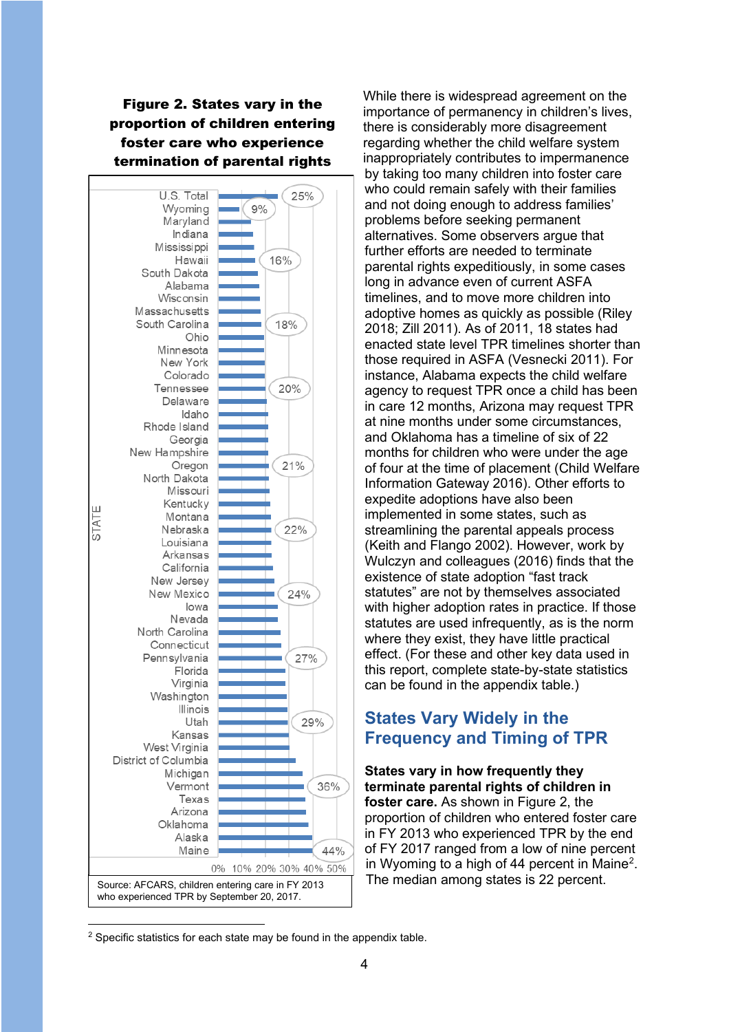**Figure 2. States vary in the proportion of children entering foster care who experience termination of parental rights**

| STATE | Percent |
| --- | --- |
| U.S. Total | 25% |
| Wyoming | 9% |
| Maryland | |
| Indiana | |
| Mississippi | |
| Hawaii | 16% |
| South Dakota | |
| Alabama | |
| Wisconsin | |
| Massachusetts | |
| South Carolina | 18% |
| Ohio | |
| Minnesota | |
| New York | |
| Colorado | |
| Tennessee | 20% |
| Delaware | |
| Idaho | |
| Rhode Island | |
| Georgia | |
| New Hampshire | |
| Oregon | 21% |
| North Dakota | |
| Missouri | |
| Kentucky | |
| Montana | |
| Nebraska | 22% |
| Louisiana | |
| Arkansas | |
| California | |
| New Jersey | |
| New Mexico | 24% |
| Iowa | |
| Nevada | |
| North Carolina | |
| Connecticut | |
| Pennsylvania | 27% |
| Florida | |
| Virginia | |
| Washington | |
| Illinois | |
| Utah | 29% |
| Kansas | |
| West Virginia | |
| District of Columbia | |
| Michigan | |
| Vermont | 36% |
| Texas | |
| Arizona | |
| Oklahoma | |
| Alaska | |
| Maine | 44% |

Source: AFCARS, children entering care in FY 2013 who experienced TPR by September 20, 2017.

While there is widespread agreement on the importance of permanency in children's lives, there is considerably more disagreement regarding whether the child welfare system inappropriately contributes to impermanence by taking too many children into foster care who could remain safely with their families and not doing enough to address families' problems before seeking permanent alternatives. Some observers argue that further efforts are needed to terminate parental rights expeditiously, in some cases long in advance even of current ASFA timelines, and to move more children into adoptive homes as quickly as possible (Riley 2018; Zill 2011). As of 2011, 18 states had enacted state level TPR timelines shorter than those required in ASFA (Vesnecki 2011). For instance, Alabama expects the child welfare agency to request TPR once a child has been in care 12 months, Arizona may request TPR at nine months under some circumstances, and Oklahoma has a timeline of six of 22 months for children who were under the age of four at the time of placement (Child Welfare Information Gateway 2016). Other efforts to expedite adoptions have also been implemented in some states, such as streamlining the parental appeals process (Keith and Flango 2002). However, work by Wulczyn and colleagues (2016) finds that the existence of state adoption "fast track statutes" are not by themselves associated with higher adoption rates in practice. If those statutes are used infrequently, as is the norm where they exist, they have little practical effect. (For these and other key data used in this report, complete state-by-state statistics can be found in the appendix table.)

## States Vary Widely in the Frequency and Timing of TPR

**States vary in how frequently they terminate parental rights of children in foster care.** As shown in Figure 2, the proportion of children who entered foster care in FY 2013 who experienced TPR by the end of FY 2017 ranged from a low of nine percent in Wyoming to a high of 44 percent in Maine[2]. The median among states is 22 percent.

[2] Specific statistics for each state may be found in the appendix table.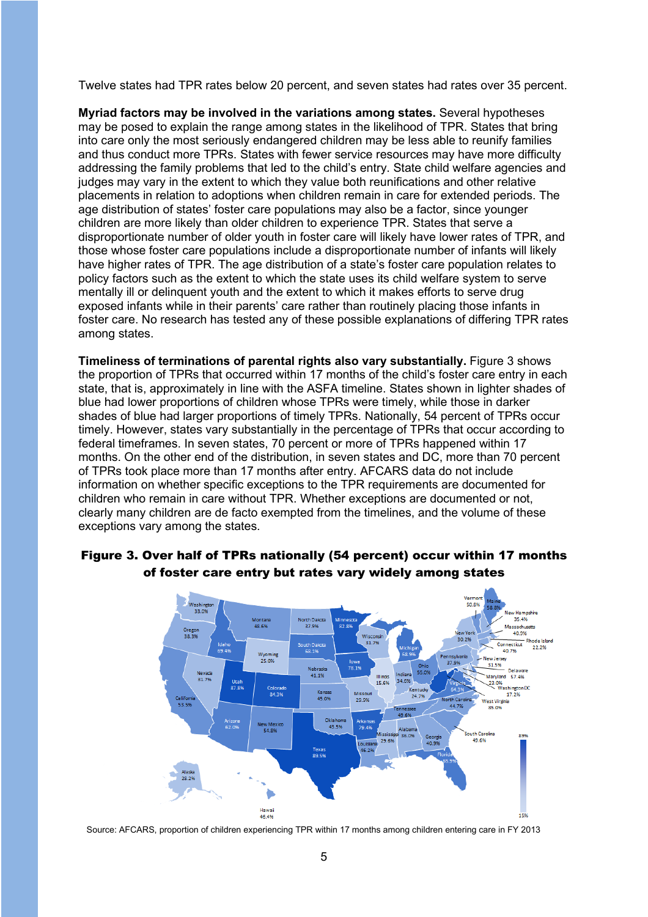Twelve states had TPR rates below 20 percent, and seven states had rates over 35 percent.

**Myriad factors may be involved in the variations among states.** Several hypotheses may be posed to explain the range among states in the likelihood of TPR. States that bring into care only the most seriously endangered children may be less able to reunify families and thus conduct more TPRs. States with fewer service resources may have more difficulty addressing the family problems that led to the child's entry. State child welfare agencies and judges may vary in the extent to which they value both reunifications and other relative placements in relation to adoptions when children remain in care for extended periods. The age distribution of states' foster care populations may also be a factor, since younger children are more likely than older children to experience TPR. States that serve a disproportionate number of older youth in foster care will likely have lower rates of TPR, and those whose foster care populations include a disproportionate number of infants will likely have higher rates of TPR. The age distribution of a state's foster care population relates to policy factors such as the extent to which the state uses its child welfare system to serve mentally ill or delinquent youth and the extent to which it makes efforts to serve drug exposed infants while in their parents' care rather than routinely placing those infants in foster care. No research has tested any of these possible explanations of differing TPR rates among states.

**Timeliness of terminations of parental rights also vary substantially.** Figure 3 shows the proportion of TPRs that occurred within 17 months of the child's foster care entry in each state, that is, approximately in line with the ASFA timeline. States shown in lighter shades of blue had lower proportions of children whose TPRs were timely, while those in darker shades of blue had larger proportions of timely TPRs. Nationally, 54 percent of TPRs occur timely. However, states vary substantially in the percentage of TPRs that occur according to federal timeframes. In seven states, 70 percent or more of TPRs happened within 17 months. On the other end of the distribution, in seven states and DC, more than 70 percent of TPRs took place more than 17 months after entry. AFCARS data do not include information on whether specific exceptions to the TPR requirements are documented for children who remain in care without TPR. Whether exceptions are documented or not, clearly many children are de facto exempted from the timelines, and the volume of these exceptions vary among the states.

**Figure 3. Over half of TPRs nationally (54 percent) occur within 17 months of foster care entry but rates vary widely among states**

Source: AFCARS, proportion of children experiencing TPR within 17 months among children entering care in FY 2013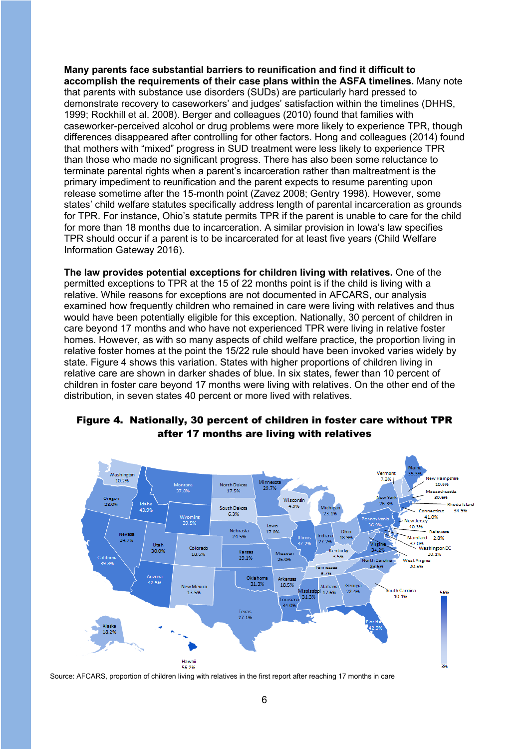**Many parents face substantial barriers to reunification and find it difficult to accomplish the requirements of their case plans within the ASFA timelines.** Many note that parents with substance use disorders (SUDs) are particularly hard pressed to demonstrate recovery to caseworkers' and judges' satisfaction within the timelines (DHHS, 1999; Rockhill et al. 2008). Berger and colleagues (2010) found that families with caseworker-perceived alcohol or drug problems were more likely to experience TPR, though differences disappeared after controlling for other factors. Hong and colleagues (2014) found that mothers with "mixed" progress in SUD treatment were less likely to experience TPR than those who made no significant progress. There has also been some reluctance to terminate parental rights when a parent's incarceration rather than maltreatment is the primary impediment to reunification and the parent expects to resume parenting upon release sometime after the 15-month point (Zavez 2008; Gentry 1998). However, some states' child welfare statutes specifically address length of parental incarceration as grounds for TPR. For instance, Ohio's statute permits TPR if the parent is unable to care for the child for more than 18 months due to incarceration. A similar provision in Iowa's law specifies TPR should occur if a parent is to be incarcerated for at least five years (Child Welfare Information Gateway 2016).

**The law provides potential exceptions for children living with relatives.** One of the permitted exceptions to TPR at the 15 of 22 months point is if the child is living with a relative. While reasons for exceptions are not documented in AFCARS, our analysis examined how frequently children who remained in care were living with relatives and thus would have been potentially eligible for this exception. Nationally, 30 percent of children in care beyond 17 months and who have not experienced TPR were living in relative foster homes. However, as with so many aspects of child welfare practice, the proportion living in relative foster homes at the point the 15/22 rule should have been invoked varies widely by state. Figure 4 shows this variation. States with higher proportions of children living in relative care are shown in darker shades of blue. In six states, fewer than 10 percent of children in foster care beyond 17 months were living with relatives. On the other end of the distribution, in seven states 40 percent or more lived with relatives.

**Figure 4. Nationally, 30 percent of children in foster care without TPR after 17 months are living with relatives**

Source: AFCARS, proportion of children living with relatives in the first report after reaching 17 months in care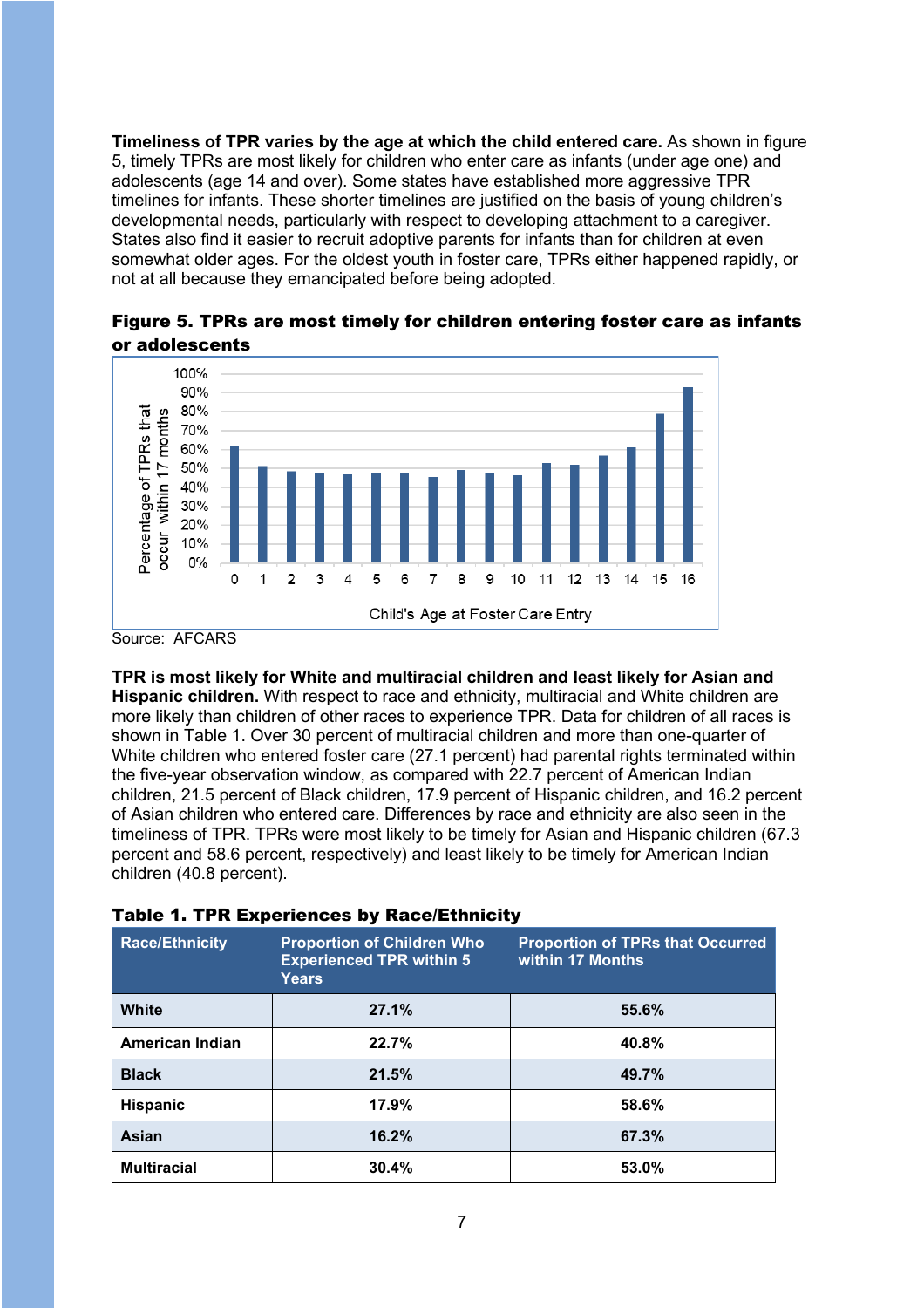**Timeliness of TPR varies by the age at which the child entered care.** As shown in figure 5, timely TPRs are most likely for children who enter care as infants (under age one) and adolescents (age 14 and over). Some states have established more aggressive TPR timelines for infants. These shorter timelines are justified on the basis of young children's developmental needs, particularly with respect to developing attachment to a caregiver. States also find it easier to recruit adoptive parents for infants than for children at even somewhat older ages. For the oldest youth in foster care, TPRs either happened rapidly, or not at all because they emancipated before being adopted.

**Figure 5. TPRs are most timely for children entering foster care as infants or adolescents**

Source: AFCARS

**TPR is most likely for White and multiracial children and least likely for Asian and Hispanic children.** With respect to race and ethnicity, multiracial and White children are more likely than children of other races to experience TPR. Data for children of all races is shown in Table 1. Over 30 percent of multiracial children and more than one-quarter of White children who entered foster care (27.1 percent) had parental rights terminated within the five-year observation window, as compared with 22.7 percent of American Indian children, 21.5 percent of Black children, 17.9 percent of Hispanic children, and 16.2 percent of Asian children who entered care. Differences by race and ethnicity are also seen in the timeliness of TPR. TPRs were most likely to be timely for Asian and Hispanic children (67.3 percent and 58.6 percent, respectively) and least likely to be timely for American Indian children (40.8 percent).

**Table 1. TPR Experiences by Race/Ethnicity**

| Race/Ethnicity | Proportion of Children Who Experienced TPR within 5 Years | Proportion of TPRs that Occurred within 17 Months |
|---|---|---|
| **White** | **27.1%** | **55.6%** |
| **American Indian** | **22.7%** | **40.8%** |
| **Black** | **21.5%** | **49.7%** |
| **Hispanic** | **17.9%** | **58.6%** |
| **Asian** | **16.2%** | **67.3%** |
| **Multiracial** | **30.4%** | **53.0%** |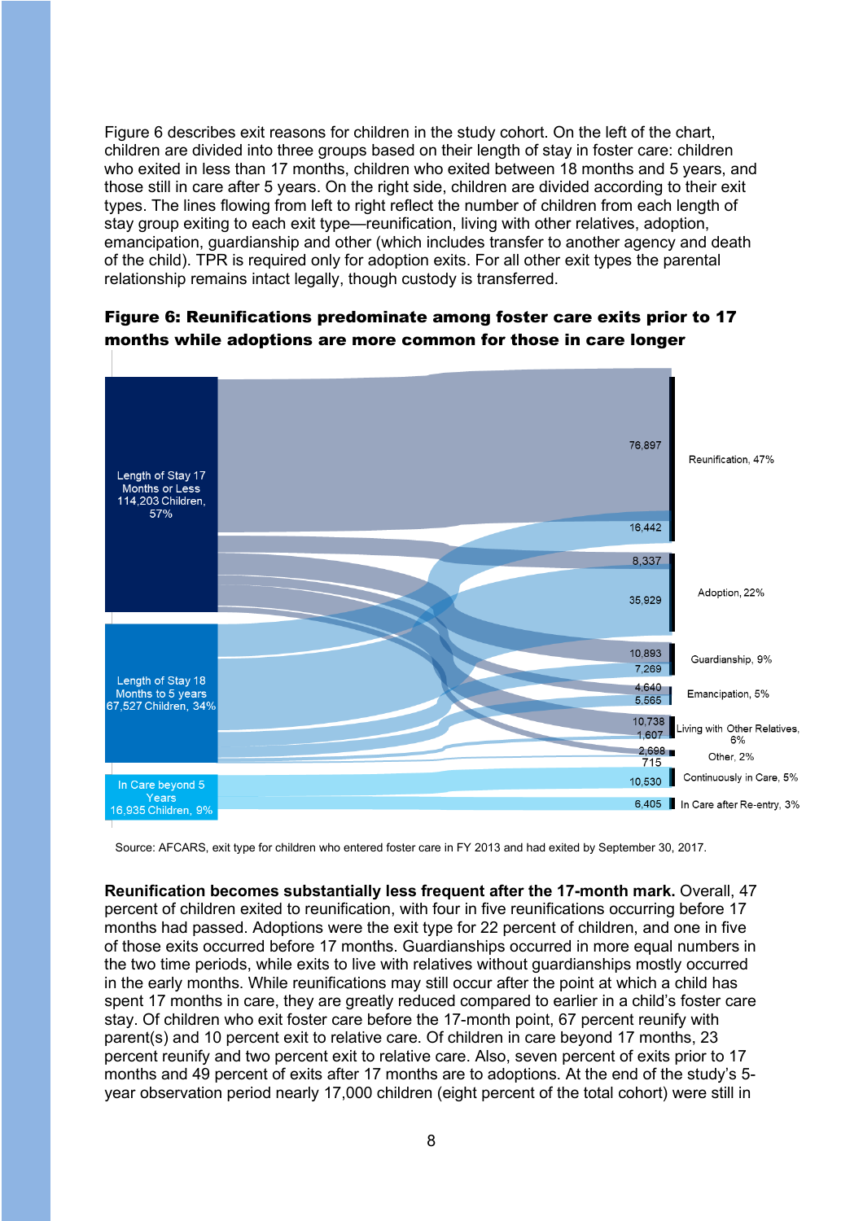Figure 6 describes exit reasons for children in the study cohort. On the left of the chart, children are divided into three groups based on their length of stay in foster care: children who exited in less than 17 months, children who exited between 18 months and 5 years, and those still in care after 5 years. On the right side, children are divided according to their exit types. The lines flowing from left to right reflect the number of children from each length of stay group exiting to each exit type—reunification, living with other relatives, adoption, emancipation, guardianship and other (which includes transfer to another agency and death of the child). TPR is required only for adoption exits. For all other exit types the parental relationship remains intact legally, though custody is transferred.

**Figure 6: Reunifications predominate among foster care exits prior to 17 months while adoptions are more common for those in care longer**

Length of Stay 17 Months or Less 114,203 Children, 57%

Length of Stay 18 Months to 5 years 67,527 Children, 34%

In Care beyond 5 Years 16,935 Children, 9%

76,897
16,442
Reunification, 47%

8,337
35,929
Adoption, 22%

10,893
7,269
Guardianship, 9%

4,640
5,565
Emancipation, 5%

10,738
1,607
Living with Other Relatives, 6%

2,698
715
Other, 2%

10,530
Continuously in Care, 5%

6,405
In Care after Re-entry, 3%

Source: AFCARS, exit type for children who entered foster care in FY 2013 and had exited by September 30, 2017.

**Reunification becomes substantially less frequent after the 17-month mark.** Overall, 47 percent of children exited to reunification, with four in five reunifications occurring before 17 months had passed. Adoptions were the exit type for 22 percent of children, and one in five of those exits occurred before 17 months. Guardianships occurred in more equal numbers in the two time periods, while exits to live with relatives without guardianships mostly occurred in the early months. While reunifications may still occur after the point at which a child has spent 17 months in care, they are greatly reduced compared to earlier in a child's foster care stay. Of children who exit foster care before the 17-month point, 67 percent reunify with parent(s) and 10 percent exit to relative care. Of children in care beyond 17 months, 23 percent reunify and two percent exit to relative care. Also, seven percent of exits prior to 17 months and 49 percent of exits after 17 months are to adoptions. At the end of the study's 5-year observation period nearly 17,000 children (eight percent of the total cohort) were still in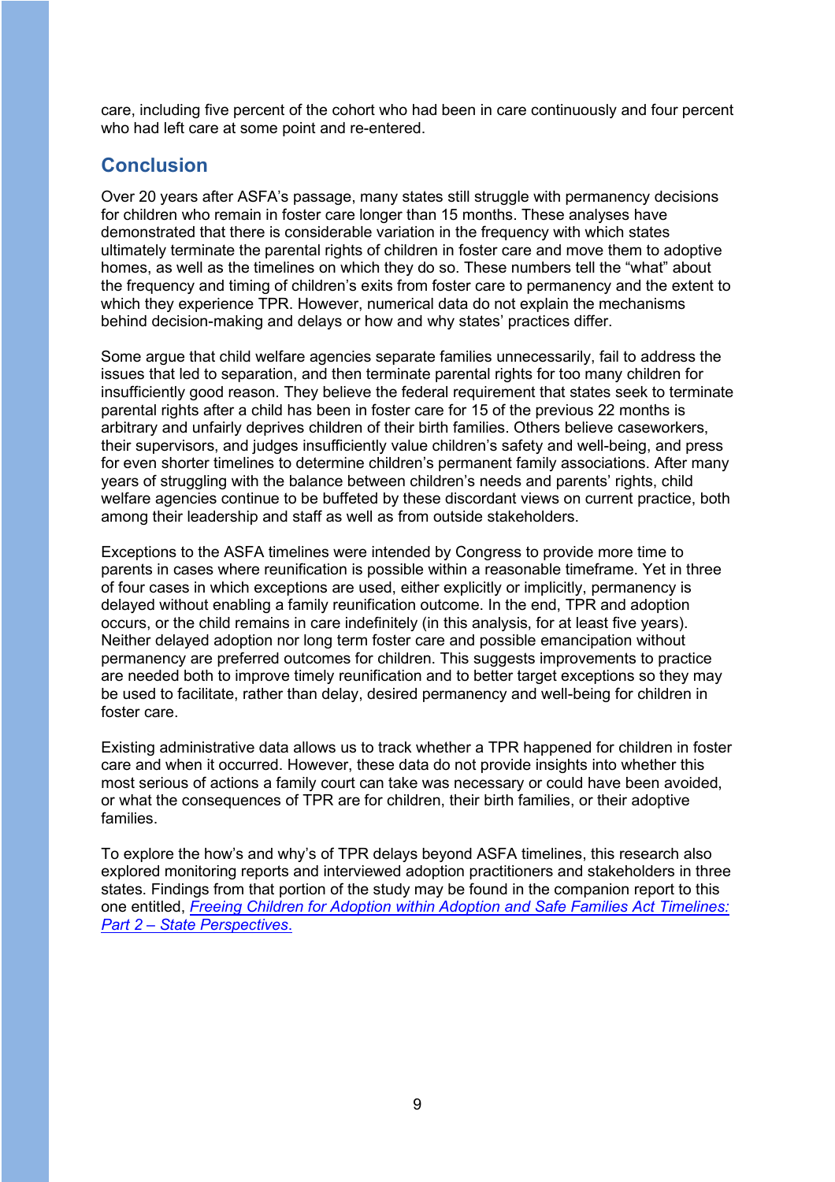care, including five percent of the cohort who had been in care continuously and four percent who had left care at some point and re-entered.

## Conclusion

Over 20 years after ASFA's passage, many states still struggle with permanency decisions for children who remain in foster care longer than 15 months. These analyses have demonstrated that there is considerable variation in the frequency with which states ultimately terminate the parental rights of children in foster care and move them to adoptive homes, as well as the timelines on which they do so. These numbers tell the "what" about the frequency and timing of children's exits from foster care to permanency and the extent to which they experience TPR. However, numerical data do not explain the mechanisms behind decision-making and delays or how and why states' practices differ.

Some argue that child welfare agencies separate families unnecessarily, fail to address the issues that led to separation, and then terminate parental rights for too many children for insufficiently good reason. They believe the federal requirement that states seek to terminate parental rights after a child has been in foster care for 15 of the previous 22 months is arbitrary and unfairly deprives children of their birth families. Others believe caseworkers, their supervisors, and judges insufficiently value children's safety and well-being, and press for even shorter timelines to determine children's permanent family associations. After many years of struggling with the balance between children's needs and parents' rights, child welfare agencies continue to be buffeted by these discordant views on current practice, both among their leadership and staff as well as from outside stakeholders.

Exceptions to the ASFA timelines were intended by Congress to provide more time to parents in cases where reunification is possible within a reasonable timeframe. Yet in three of four cases in which exceptions are used, either explicitly or implicitly, permanency is delayed without enabling a family reunification outcome. In the end, TPR and adoption occurs, or the child remains in care indefinitely (in this analysis, for at least five years). Neither delayed adoption nor long term foster care and possible emancipation without permanency are preferred outcomes for children. This suggests improvements to practice are needed both to improve timely reunification and to better target exceptions so they may be used to facilitate, rather than delay, desired permanency and well-being for children in foster care.

Existing administrative data allows us to track whether a TPR happened for children in foster care and when it occurred. However, these data do not provide insights into whether this most serious of actions a family court can take was necessary or could have been avoided, or what the consequences of TPR are for children, their birth families, or their adoptive families.

To explore the how's and why's of TPR delays beyond ASFA timelines, this research also explored monitoring reports and interviewed adoption practitioners and stakeholders in three states. Findings from that portion of the study may be found in the companion report to this one entitled, *Freeing Children for Adoption within Adoption and Safe Families Act Timelines: Part 2 – State Perspectives.*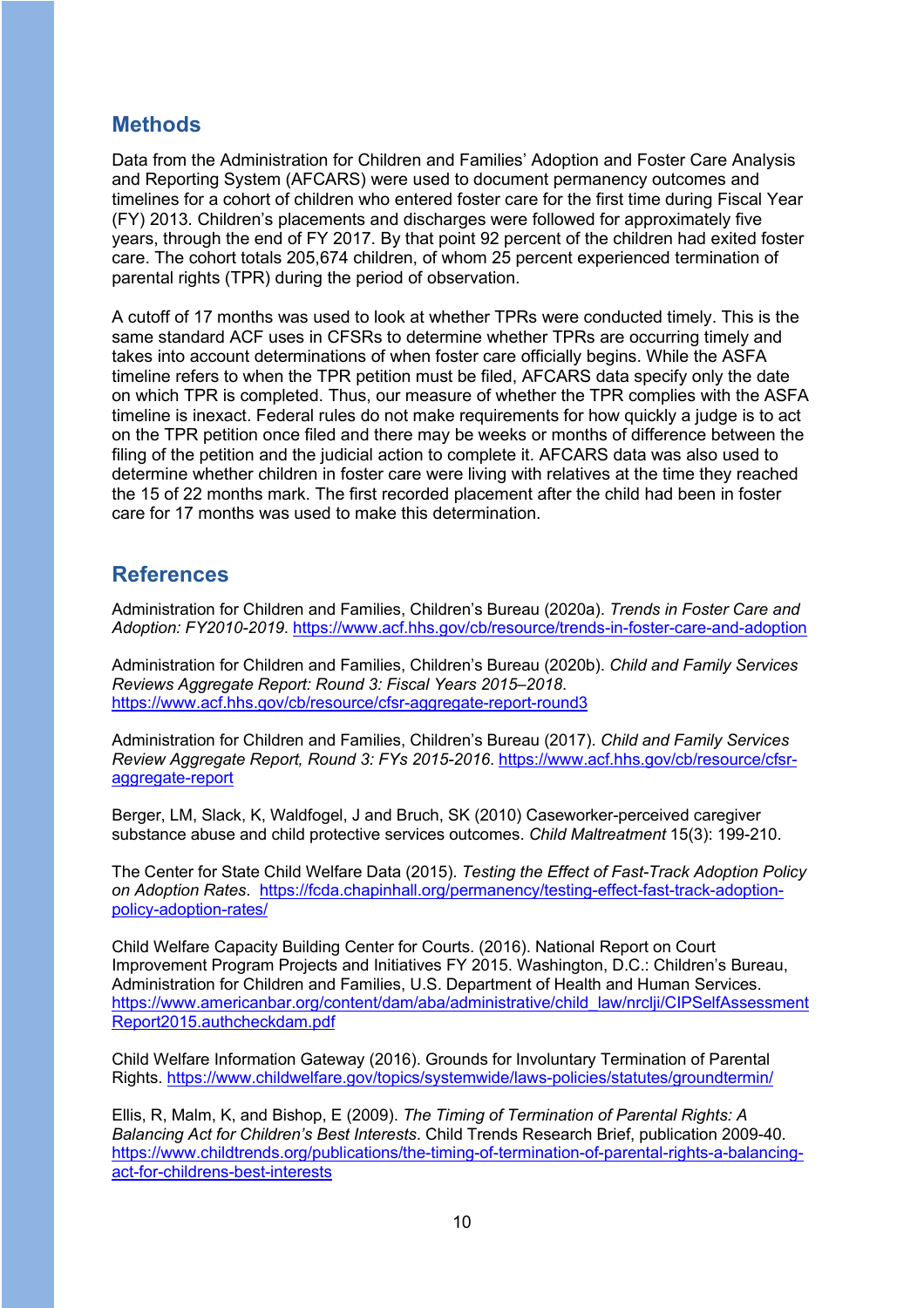## Methods

Data from the Administration for Children and Families' Adoption and Foster Care Analysis and Reporting System (AFCARS) were used to document permanency outcomes and timelines for a cohort of children who entered foster care for the first time during Fiscal Year (FY) 2013. Children's placements and discharges were followed for approximately five years, through the end of FY 2017. By that point 92 percent of the children had exited foster care. The cohort totals 205,674 children, of whom 25 percent experienced termination of parental rights (TPR) during the period of observation.

A cutoff of 17 months was used to look at whether TPRs were conducted timely. This is the same standard ACF uses in CFSRs to determine whether TPRs are occurring timely and takes into account determinations of when foster care officially begins. While the ASFA timeline refers to when the TPR petition must be filed, AFCARS data specify only the date on which TPR is completed. Thus, our measure of whether the TPR complies with the ASFA timeline is inexact. Federal rules do not make requirements for how quickly a judge is to act on the TPR petition once filed and there may be weeks or months of difference between the filing of the petition and the judicial action to complete it. AFCARS data was also used to determine whether children in foster care were living with relatives at the time they reached the 15 of 22 months mark. The first recorded placement after the child had been in foster care for 17 months was used to make this determination.

## References

Administration for Children and Families, Children's Bureau (2020a). *Trends in Foster Care and Adoption: FY2010-2019*. https://www.acf.hhs.gov/cb/resource/trends-in-foster-care-and-adoption

Administration for Children and Families, Children's Bureau (2020b). *Child and Family Services Reviews Aggregate Report: Round 3: Fiscal Years 2015–2018*. https://www.acf.hhs.gov/cb/resource/cfsr-aggregate-report-round3

Administration for Children and Families, Children's Bureau (2017). *Child and Family Services Review Aggregate Report, Round 3: FYs 2015-2016*. https://www.acf.hhs.gov/cb/resource/cfsr-aggregate-report

Berger, LM, Slack, K, Waldfogel, J and Bruch, SK (2010) Caseworker-perceived caregiver substance abuse and child protective services outcomes. *Child Maltreatment* 15(3): 199-210.

The Center for State Child Welfare Data (2015). *Testing the Effect of Fast-Track Adoption Policy on Adoption Rates*. https://fcda.chapinhall.org/permanency/testing-effect-fast-track-adoption-policy-adoption-rates/

Child Welfare Capacity Building Center for Courts. (2016). National Report on Court Improvement Program Projects and Initiatives FY 2015. Washington, D.C.: Children's Bureau, Administration for Children and Families, U.S. Department of Health and Human Services. https://www.americanbar.org/content/dam/aba/administrative/child_law/nrclji/CIPSelfAssessmentReport2015.authcheckdam.pdf

Child Welfare Information Gateway (2016). Grounds for Involuntary Termination of Parental Rights. https://www.childwelfare.gov/topics/systemwide/laws-policies/statutes/groundtermin/

Ellis, R, Malm, K, and Bishop, E (2009). *The Timing of Termination of Parental Rights: A Balancing Act for Children's Best Interests*. Child Trends Research Brief, publication 2009-40. https://www.childtrends.org/publications/the-timing-of-termination-of-parental-rights-a-balancing-act-for-childrens-best-interests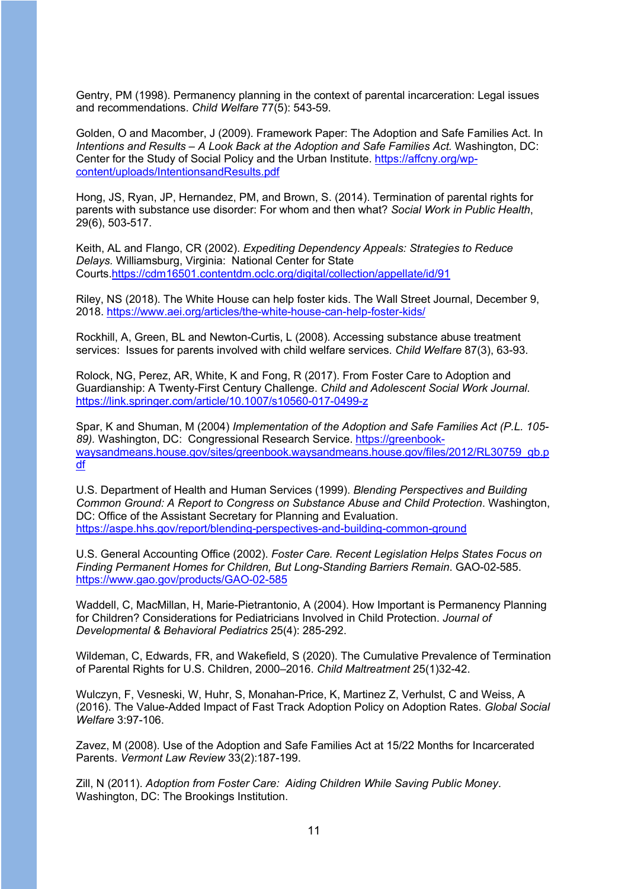Gentry, PM (1998). Permanency planning in the context of parental incarceration: Legal issues and recommendations. *Child Welfare* 77(5): 543-59.

Golden, O and Macomber, J (2009). Framework Paper: The Adoption and Safe Families Act. In *Intentions and Results – A Look Back at the Adoption and Safe Families Act.* Washington, DC: Center for the Study of Social Policy and the Urban Institute. https://affcny.org/wp-content/uploads/IntentionsandResults.pdf

Hong, JS, Ryan, JP, Hernandez, PM, and Brown, S. (2014). Termination of parental rights for parents with substance use disorder: For whom and then what? *Social Work in Public Health*, 29(6), 503-517.

Keith, AL and Flango, CR (2002). *Expediting Dependency Appeals: Strategies to Reduce Delays.* Williamsburg, Virginia: National Center for State Courts.https://cdm16501.contentdm.oclc.org/digital/collection/appellate/id/91

Riley, NS (2018). The White House can help foster kids. The Wall Street Journal, December 9, 2018. https://www.aei.org/articles/the-white-house-can-help-foster-kids/

Rockhill, A, Green, BL and Newton-Curtis, L (2008). Accessing substance abuse treatment services: Issues for parents involved with child welfare services. *Child Welfare* 87(3), 63-93.

Rolock, NG, Perez, AR, White, K and Fong, R (2017). From Foster Care to Adoption and Guardianship: A Twenty-First Century Challenge. *Child and Adolescent Social Work Journal.* https://link.springer.com/article/10.1007/s10560-017-0499-z

Spar, K and Shuman, M (2004) *Implementation of the Adoption and Safe Families Act (P.L. 105-89).* Washington, DC: Congressional Research Service. https://greenbook-waysandmeans.house.gov/sites/greenbook.waysandmeans.house.gov/files/2012/RL30759_gb.pdf

U.S. Department of Health and Human Services (1999). *Blending Perspectives and Building Common Ground: A Report to Congress on Substance Abuse and Child Protection*. Washington, DC: Office of the Assistant Secretary for Planning and Evaluation. https://aspe.hhs.gov/report/blending-perspectives-and-building-common-ground

U.S. General Accounting Office (2002). *Foster Care. Recent Legislation Helps States Focus on Finding Permanent Homes for Children, But Long-Standing Barriers Remain*. GAO-02-585. https://www.gao.gov/products/GAO-02-585

Waddell, C, MacMillan, H, Marie-Pietrantonio, A (2004). How Important is Permanency Planning for Children? Considerations for Pediatricians Involved in Child Protection. *Journal of Developmental & Behavioral Pediatrics* 25(4): 285-292.

Wildeman, C, Edwards, FR, and Wakefield, S (2020). The Cumulative Prevalence of Termination of Parental Rights for U.S. Children, 2000–2016. *Child Maltreatment* 25(1)32-42.

Wulczyn, F, Vesneski, W, Huhr, S, Monahan-Price, K, Martinez Z, Verhulst, C and Weiss, A (2016). The Value-Added Impact of Fast Track Adoption Policy on Adoption Rates. *Global Social Welfare* 3:97-106.

Zavez, M (2008). Use of the Adoption and Safe Families Act at 15/22 Months for Incarcerated Parents. *Vermont Law Review* 33(2):187-199.

Zill, N (2011). *Adoption from Foster Care: Aiding Children While Saving Public Money*. Washington, DC: The Brookings Institution.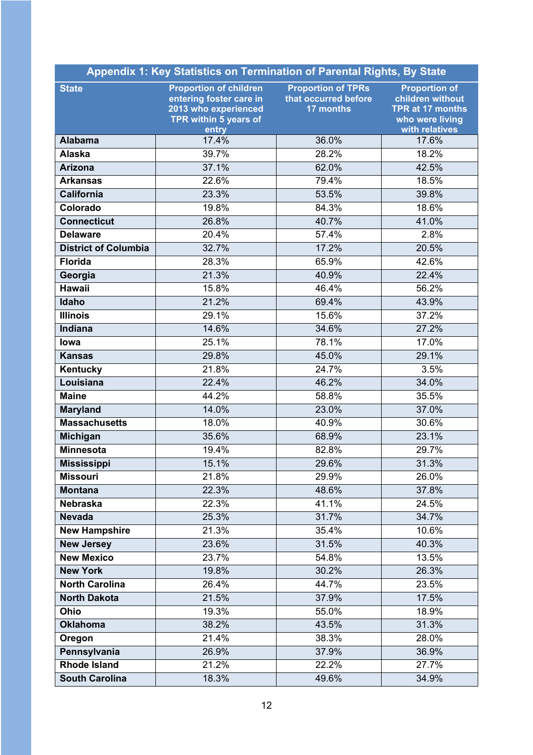| Appendix 1: Key Statistics on Termination of Parental Rights, By State | | | |
|---|---|---|---|
| **State** | **Proportion of children entering foster care in 2013 who experienced TPR within 5 years of entry** | **Proportion of TPRs that occurred before 17 months** | **Proportion of children without TPR at 17 months who were living with relatives** |
| **Alabama** | 17.4% | 36.0% | 17.6% |
| **Alaska** | 39.7% | 28.2% | 18.2% |
| **Arizona** | 37.1% | 62.0% | 42.5% |
| **Arkansas** | 22.6% | 79.4% | 18.5% |
| **California** | 23.3% | 53.5% | 39.8% |
| **Colorado** | 19.8% | 84.3% | 18.6% |
| **Connecticut** | 26.8% | 40.7% | 41.0% |
| **Delaware** | 20.4% | 57.4% | 2.8% |
| **District of Columbia** | 32.7% | 17.2% | 20.5% |
| **Florida** | 28.3% | 65.9% | 42.6% |
| **Georgia** | 21.3% | 40.9% | 22.4% |
| **Hawaii** | 15.8% | 46.4% | 56.2% |
| **Idaho** | 21.2% | 69.4% | 43.9% |
| **Illinois** | 29.1% | 15.6% | 37.2% |
| **Indiana** | 14.6% | 34.6% | 27.2% |
| **Iowa** | 25.1% | 78.1% | 17.0% |
| **Kansas** | 29.8% | 45.0% | 29.1% |
| **Kentucky** | 21.8% | 24.7% | 3.5% |
| **Louisiana** | 22.4% | 46.2% | 34.0% |
| **Maine** | 44.2% | 58.8% | 35.5% |
| **Maryland** | 14.0% | 23.0% | 37.0% |
| **Massachusetts** | 18.0% | 40.9% | 30.6% |
| **Michigan** | 35.6% | 68.9% | 23.1% |
| **Minnesota** | 19.4% | 82.8% | 29.7% |
| **Mississippi** | 15.1% | 29.6% | 31.3% |
| **Missouri** | 21.8% | 29.9% | 26.0% |
| **Montana** | 22.3% | 48.6% | 37.8% |
| **Nebraska** | 22.3% | 41.1% | 24.5% |
| **Nevada** | 25.3% | 31.7% | 34.7% |
| **New Hampshire** | 21.3% | 35.4% | 10.6% |
| **New Jersey** | 23.6% | 31.5% | 40.3% |
| **New Mexico** | 23.7% | 54.8% | 13.5% |
| **New York** | 19.8% | 30.2% | 26.3% |
| **North Carolina** | 26.4% | 44.7% | 23.5% |
| **North Dakota** | 21.5% | 37.9% | 17.5% |
| **Ohio** | 19.3% | 55.0% | 18.9% |
| **Oklahoma** | 38.2% | 43.5% | 31.3% |
| **Oregon** | 21.4% | 38.3% | 28.0% |
| **Pennsylvania** | 26.9% | 37.9% | 36.9% |
| **Rhode Island** | 21.2% | 22.2% | 27.7% |
| **South Carolina** | 18.3% | 49.6% | 34.9% |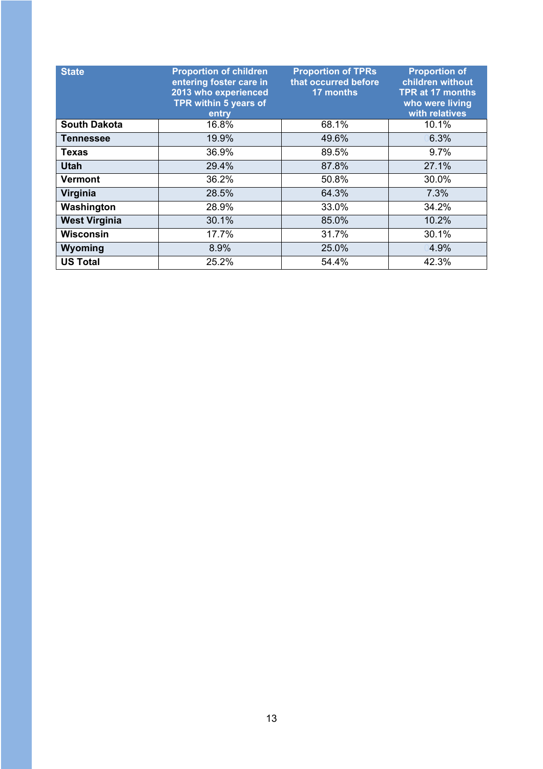| State | Proportion of children entering foster care in 2013 who experienced TPR within 5 years of entry | Proportion of TPRs that occurred before 17 months | Proportion of children without TPR at 17 months who were living with relatives |
|---|---|---|---|
| South Dakota | 16.8% | 68.1% | 10.1% |
| Tennessee | 19.9% | 49.6% | 6.3% |
| Texas | 36.9% | 89.5% | 9.7% |
| Utah | 29.4% | 87.8% | 27.1% |
| Vermont | 36.2% | 50.8% | 30.0% |
| Virginia | 28.5% | 64.3% | 7.3% |
| Washington | 28.9% | 33.0% | 34.2% |
| West Virginia | 30.1% | 85.0% | 10.2% |
| Wisconsin | 17.7% | 31.7% | 30.1% |
| Wyoming | 8.9% | 25.0% | 4.9% |
| US Total | 25.2% | 54.4% | 42.3% |